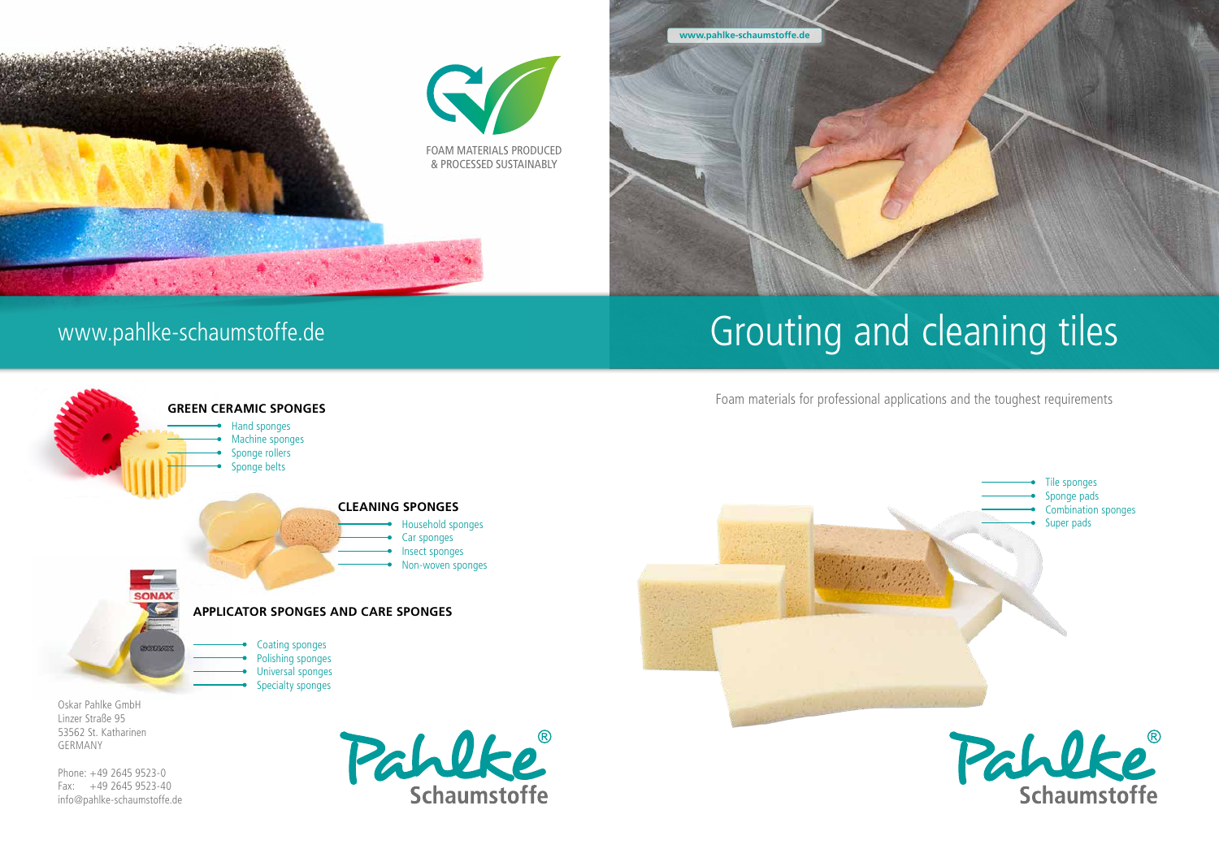# Grouting and cleaning tiles

Foam materials for professional applications and the toughest requirements

- Tile sponges
- Sponge pads
- Combination sponges
- Super pads

FOAM MATERIALS PRODUCED & PROCESSED SUSTAINABLY

www.pahlke-schaumstoffe.de

### GREEN CERAMIC SPONGES

- Hand sponges
- Machine sponges
- Sponge rollers
- Sponge belts

### CLEANING SPONGES

- Household sponges
- Car sponges
- Insect sponges
- Non-woven sponges

### APPLICATOR SPONGES AND CARE SPONGES

- Coating sponges
- Polishing sponges
- Universal sponges
- Specialty sponges

Oskar Pahlke GmbH
Linzer Straße 95
53562 St. Katharinen
GERMANY

Phone: +49 2645 9523-0
Fax: +49 2645 9523-40
info@pahlke-schaumstoffe.de

Pahlke® Schaumstoffe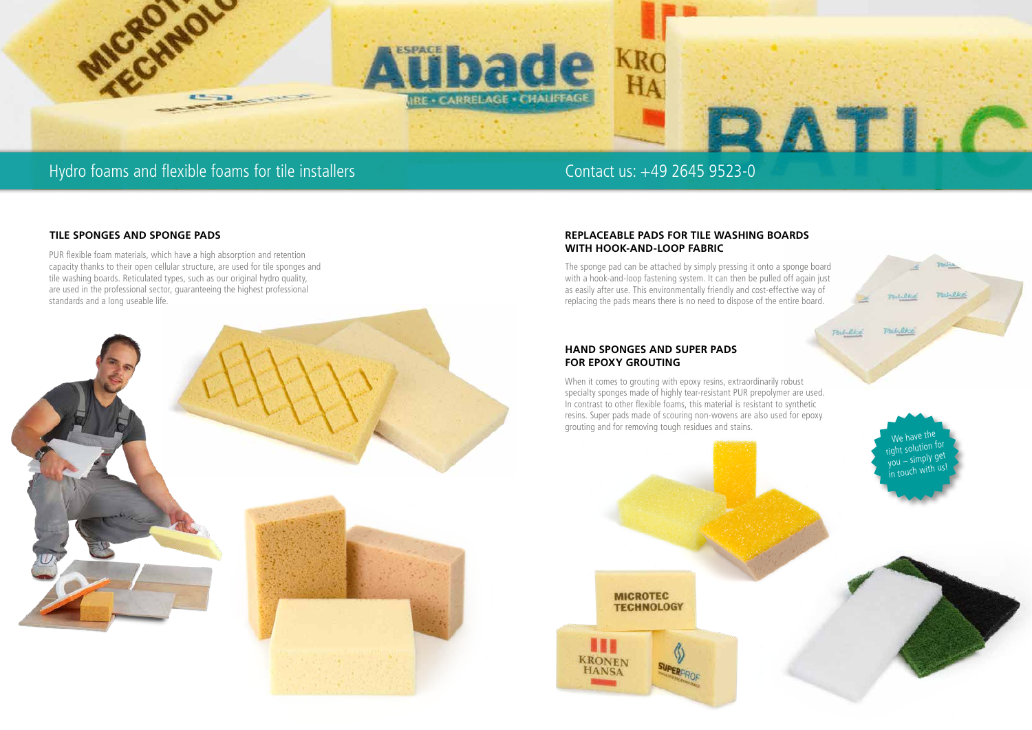Hydro foams and flexible foams for tile installers

Contact us: +49 2645 9523-0

## TILE SPONGES AND SPONGE PADS

PUR flexible foam materials, which have a high absorption and retention capacity thanks to their open cellular structure, are used for tile sponges and tile washing boards. Reticulated types, such as our original hydro quality, are used in the professional sector, guaranteeing the highest professional standards and a long useable life.

## REPLACEABLE PADS FOR TILE WASHING BOARDS WITH HOOK-AND-LOOP FABRIC

The sponge pad can be attached by simply pressing it onto a sponge board with a hook-and-loop fastening system. It can then be pulled off again just as easily after use. This environmentally friendly and cost-effective way of replacing the pads means there is no need to dispose of the entire board.

## HAND SPONGES AND SUPER PADS FOR EPOXY GROUTING

When it comes to grouting with epoxy resins, extraordinarily robust specialty sponges made of highly tear-resistant PUR prepolymer are used. In contrast to other flexible foams, this material is resistant to synthetic resins. Super pads made of scouring non-wovens are also used for epoxy grouting and for removing tough residues and stains.

We have the right solution for you – simply get in touch with us!